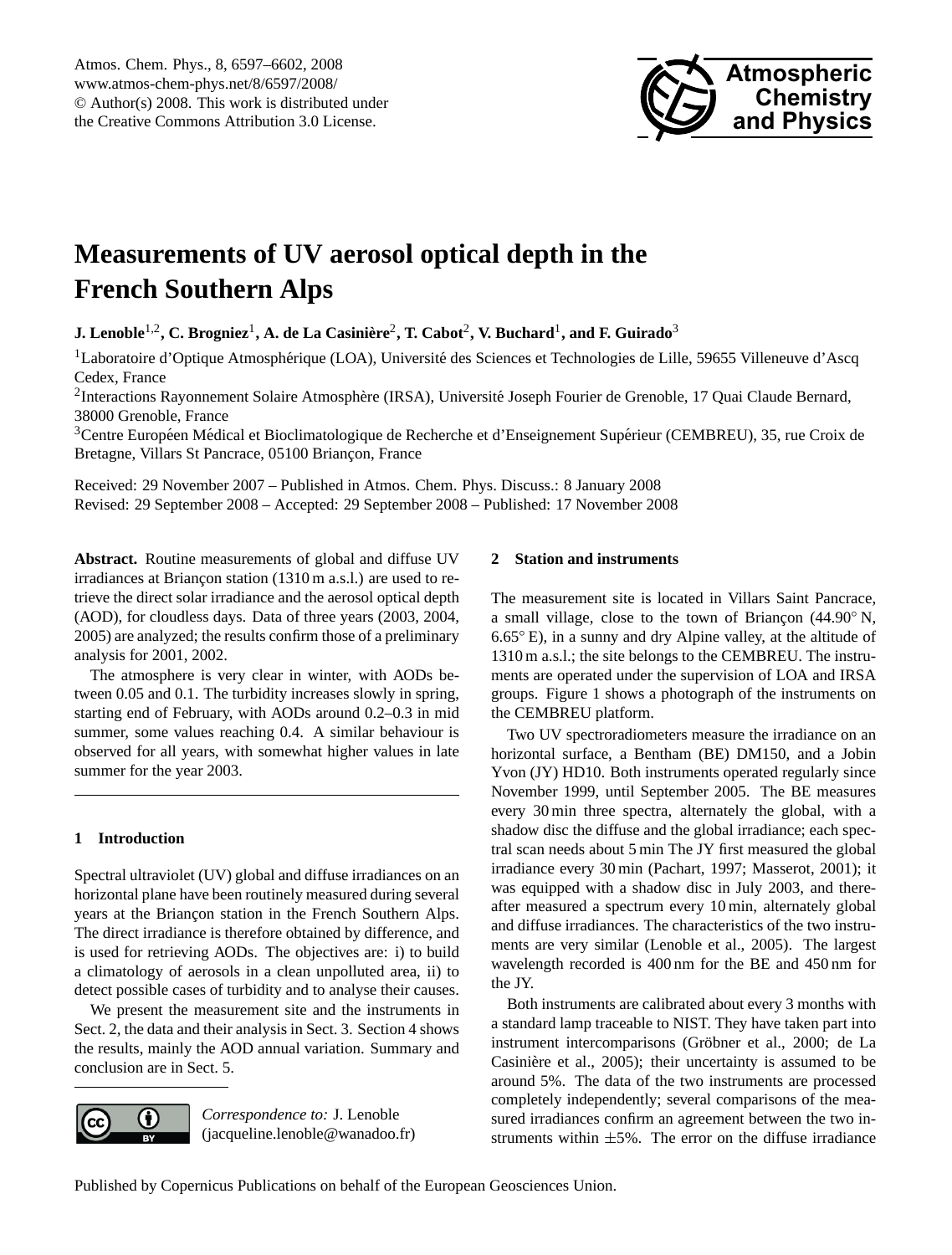# Measurements of UV aerosol optical depth in the French Southern Alps

**J. Lenoble[1,2], C. Brogniez[1], A. de La Casinière[2], T. Cabot[2], V. Buchard[1], and F. Guirado[3]**

[1]Laboratoire d'Optique Atmosphérique (LOA), Université des Sciences et Technologies de Lille, 59655 Villeneuve d'Ascq Cedex, France

[2]Interactions Rayonnement Solaire Atmosphère (IRSA), Université Joseph Fourier de Grenoble, 17 Quai Claude Bernard, 38000 Grenoble, France

[3]Centre Européen Médical et Bioclimatologique de Recherche et d'Enseignement Supérieur (CEMBREU), 35, rue Croix de Bretagne, Villars St Pancrace, 05100 Briançon, France

Received: 29 November 2007 – Published in Atmos. Chem. Phys. Discuss.: 8 January 2008
Revised: 29 September 2008 – Accepted: 29 September 2008 – Published: 17 November 2008

**Abstract.** Routine measurements of global and diffuse UV irradiances at Briançon station (1310 m a.s.l.) are used to retrieve the direct solar irradiance and the aerosol optical depth (AOD), for cloudless days. Data of three years (2003, 2004, 2005) are analyzed; the results confirm those of a preliminary analysis for 2001, 2002.

The atmosphere is very clear in winter, with AODs between 0.05 and 0.1. The turbidity increases slowly in spring, starting end of February, with AODs around 0.2–0.3 in mid summer, some values reaching 0.4. A similar behaviour is observed for all years, with somewhat higher values in late summer for the year 2003.

## 1 Introduction

Spectral ultraviolet (UV) global and diffuse irradiances on an horizontal plane have been routinely measured during several years at the Briançon station in the French Southern Alps. The direct irradiance is therefore obtained by difference, and is used for retrieving AODs. The objectives are: i) to build a climatology of aerosols in a clean unpolluted area, ii) to detect possible cases of turbidity and to analyse their causes.

We present the measurement site and the instruments in Sect. 2, the data and their analysis in Sect. 3. Section 4 shows the results, mainly the AOD annual variation. Summary and conclusion are in Sect. 5.

*Correspondence to:* J. Lenoble (jacqueline.lenoble@wanadoo.fr)

## 2 Station and instruments

The measurement site is located in Villars Saint Pancrace, a small village, close to the town of Briançon (44.90° N, 6.65° E), in a sunny and dry Alpine valley, at the altitude of 1310 m a.s.l.; the site belongs to the CEMBREU. The instruments are operated under the supervision of LOA and IRSA groups. Figure 1 shows a photograph of the instruments on the CEMBREU platform.

Two UV spectroradiometers measure the irradiance on an horizontal surface, a Bentham (BE) DM150, and a Jobin Yvon (JY) HD10. Both instruments operated regularly since November 1999, until September 2005. The BE measures every 30 min three spectra, alternately the global, with a shadow disc the diffuse and the global irradiance; each spectral scan needs about 5 min The JY first measured the global irradiance every 30 min (Pachart, 1997; Masserot, 2001); it was equipped with a shadow disc in July 2003, and thereafter measured a spectrum every 10 min, alternately global and diffuse irradiances. The characteristics of the two instruments are very similar (Lenoble et al., 2005). The largest wavelength recorded is 400 nm for the BE and 450 nm for the JY.

Both instruments are calibrated about every 3 months with a standard lamp traceable to NIST. They have taken part into instrument intercomparisons (Gröbner et al., 2000; de La Casinière et al., 2005); their uncertainty is assumed to be around 5%. The data of the two instruments are processed completely independently; several comparisons of the measured irradiances confirm an agreement between the two instruments within ±5%. The error on the diffuse irradiance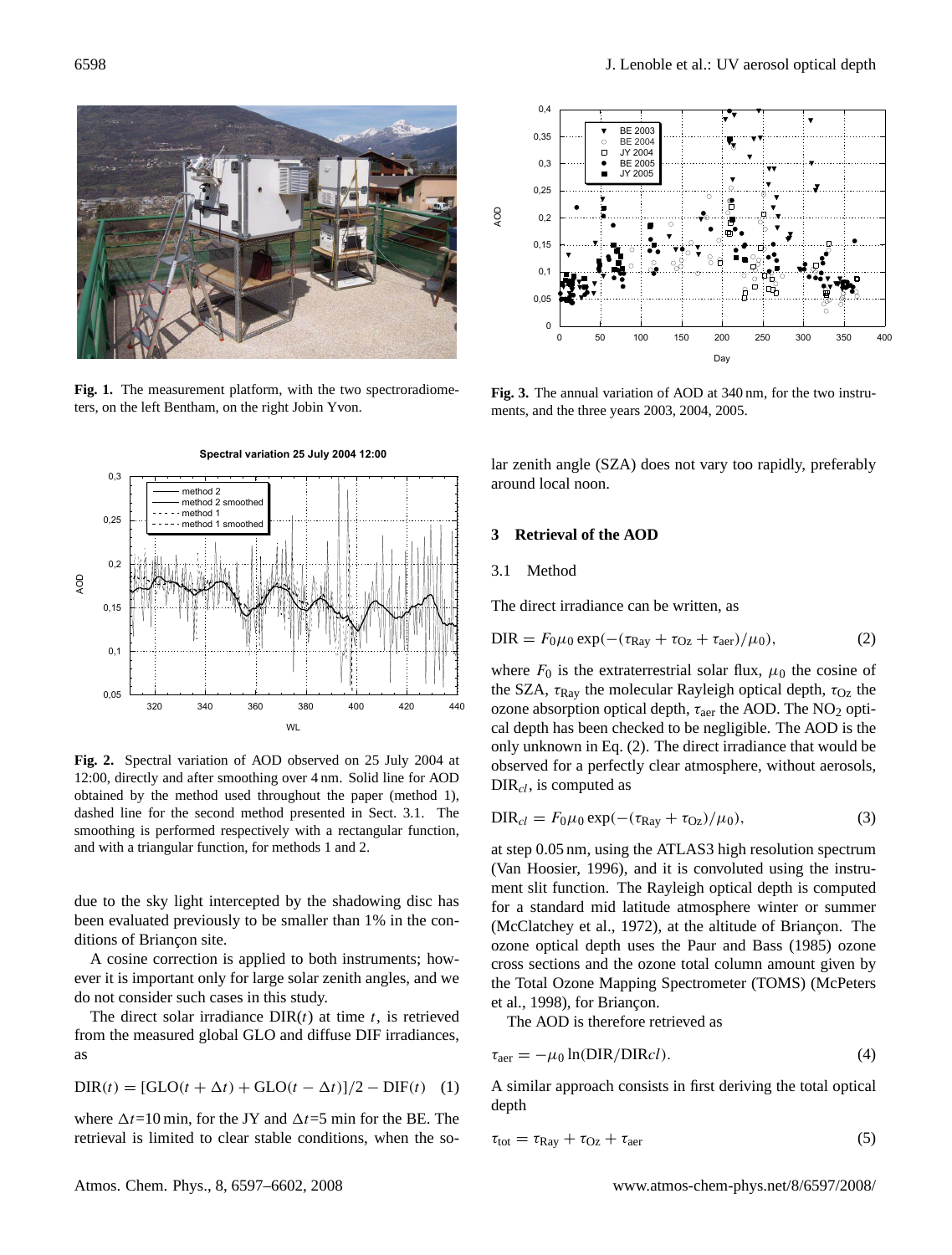Fig. 1. The measurement platform, with the two spectroradiometers, on the left Bentham, on the right Jobin Yvon.

Fig. 2. Spectral variation of AOD observed on 25 July 2004 at 12:00, directly and after smoothing over 4 nm. Solid line for AOD obtained by the method used throughout the paper (method 1), dashed line for the second method presented in Sect. 3.1. The smoothing is performed respectively with a rectangular function, and with a triangular function, for methods 1 and 2.

due to the sky light intercepted by the shadowing disc has been evaluated previously to be smaller than 1% in the conditions of Briançon site.

A cosine correction is applied to both instruments; however it is important only for large solar zenith angles, and we do not consider such cases in this study.

The direct solar irradiance DIR($t$) at time $t$, is retrieved from the measured global GLO and diffuse DIF irradiances, as

$$\mathrm{DIR}(t) = [\mathrm{GLO}(t + \Delta t) + \mathrm{GLO}(t - \Delta t)]/2 - \mathrm{DIF}(t) \quad (1)$$

where $\Delta t$=10 min, for the JY and $\Delta t$=5 min for the BE. The retrieval is limited to clear stable conditions, when the solar zenith angle (SZA) does not vary too rapidly, preferably around local noon.

Fig. 3. The annual variation of AOD at 340 nm, for the two instruments, and the three years 2003, 2004, 2005.

## 3 Retrieval of the AOD

### 3.1 Method

The direct irradiance can be written, as

$$\mathrm{DIR} = F_0 \mu_0 \exp(-(\tau_{\mathrm{Ray}} + \tau_{\mathrm{Oz}} + \tau_{\mathrm{aer}})/\mu_0), \quad (2)$$

where $F_0$ is the extraterrestrial solar flux, $\mu_0$ the cosine of the SZA, $\tau_{\mathrm{Ray}}$ the molecular Rayleigh optical depth, $\tau_{\mathrm{Oz}}$ the ozone absorption optical depth, $\tau_{\mathrm{aer}}$ the AOD. The $NO_2$ optical depth has been checked to be negligible. The AOD is the only unknown in Eq. (2). The direct irradiance that would be observed for a perfectly clear atmosphere, without aerosols, $\mathrm{DIR}_{cl}$, is computed as

$$\mathrm{DIR}_{cl} = F_0 \mu_0 \exp(-(\tau_{\mathrm{Ray}} + \tau_{\mathrm{Oz}})/\mu_0), \quad (3)$$

at step 0.05 nm, using the ATLAS3 high resolution spectrum (Van Hoosier, 1996), and it is convoluted using the instrument slit function. The Rayleigh optical depth is computed for a standard mid latitude atmosphere winter or summer (McClatchey et al., 1972), at the altitude of Briançon. The ozone optical depth uses the Paur and Bass (1985) ozone cross sections and the ozone total column amount given by the Total Ozone Mapping Spectrometer (TOMS) (McPeters et al., 1998), for Briançon.

The AOD is therefore retrieved as

$$\tau_{\mathrm{aer}} = -\mu_0 \ln(\mathrm{DIR}/\mathrm{DIR}cl). \quad (4)$$

A similar approach consists in first deriving the total optical depth

$$\tau_{\mathrm{tot}} = \tau_{\mathrm{Ray}} + \tau_{\mathrm{Oz}} + \tau_{\mathrm{aer}} \quad (5)$$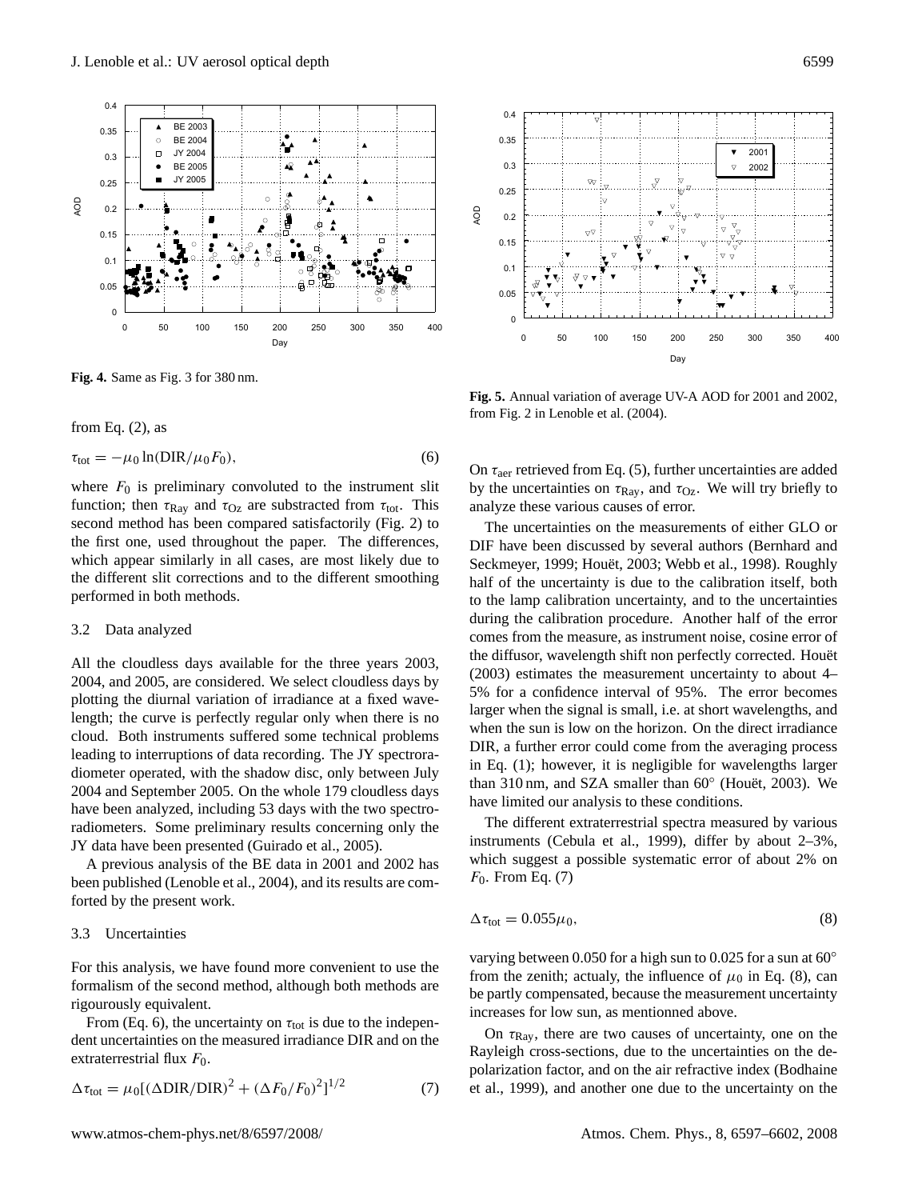Fig. 4. Same as Fig. 3 for 380 nm.

Fig. 5. Annual variation of average UV-A AOD for 2001 and 2002, from Fig. 2 in Lenoble et al. (2004).

from Eq. (2), as

$$\tau_{\text{tot}} = -\mu_0 \ln(\text{DIR}/\mu_0 F_0), \tag{6}$$

where $F_0$ is preliminary convoluted to the instrument slit function; then $\tau_{\text{Ray}}$ and $\tau_{\text{Oz}}$ are substracted from $\tau_{\text{tot}}$. This second method has been compared satisfactorily (Fig. 2) to the first one, used throughout the paper. The differences, which appear similarly in all cases, are most likely due to the different slit corrections and to the different smoothing performed in both methods.

### 3.2 Data analyzed

All the cloudless days available for the three years 2003, 2004, and 2005, are considered. We select cloudless days by plotting the diurnal variation of irradiance at a fixed wavelength; the curve is perfectly regular only when there is no cloud. Both instruments suffered some technical problems leading to interruptions of data recording. The JY spectroradiometer operated, with the shadow disc, only between July 2004 and September 2005. On the whole 179 cloudless days have been analyzed, including 53 days with the two spectroradiometers. Some preliminary results concerning only the JY data have been presented (Guirado et al., 2005).

A previous analysis of the BE data in 2001 and 2002 has been published (Lenoble et al., 2004), and its results are comforted by the present work.

### 3.3 Uncertainties

For this analysis, we have found more convenient to use the formalism of the second method, although both methods are rigourously equivalent.

From (Eq. 6), the uncertainty on $\tau_{\text{tot}}$ is due to the independent uncertainties on the measured irradiance DIR and on the extraterrestrial flux $F_0$.

$$\Delta\tau_{\text{tot}} = \mu_0[(\Delta\text{DIR}/\text{DIR})^2 + (\Delta F_0/F_0)^2]^{1/2} \tag{7}$$

On $\tau_{\text{aer}}$ retrieved from Eq. (5), further uncertainties are added by the uncertainties on $\tau_{\text{Ray}}$, and $\tau_{\text{Oz}}$. We will try briefly to analyze these various causes of error.

The uncertainties on the measurements of either GLO or DIF have been discussed by several authors (Bernhard and Seckmeyer, 1999; Houët, 2003; Webb et al., 1998). Roughly half of the uncertainty is due to the calibration itself, both to the lamp calibration uncertainty, and to the uncertainties during the calibration procedure. Another half of the error comes from the measure, as instrument noise, cosine error of the diffusor, wavelength shift non perfectly corrected. Houët (2003) estimates the measurement uncertainty to about 4–5% for a confidence interval of 95%. The error becomes larger when the signal is small, i.e. at short wavelengths, and when the sun is low on the horizon. On the direct irradiance DIR, a further error could come from the averaging process in Eq. (1); however, it is negligible for wavelengths larger than 310 nm, and SZA smaller than 60° (Houët, 2003). We have limited our analysis to these conditions.

The different extraterrestrial spectra measured by various instruments (Cebula et al., 1999), differ by about 2–3%, which suggest a possible systematic error of about 2% on $F_0$. From Eq. (7)

$$\Delta\tau_{\text{tot}} = 0.055\mu_0, \tag{8}$$

varying between 0.050 for a high sun to 0.025 for a sun at 60° from the zenith; actualy, the influence of $\mu_0$ in Eq. (8), can be partly compensated, because the measurement uncertainty increases for low sun, as mentionned above.

On $\tau_{\text{Ray}}$, there are two causes of uncertainty, one on the Rayleigh cross-sections, due to the uncertainties on the depolarization factor, and on the air refractive index (Bodhaine et al., 1999), and another one due to the uncertainty on the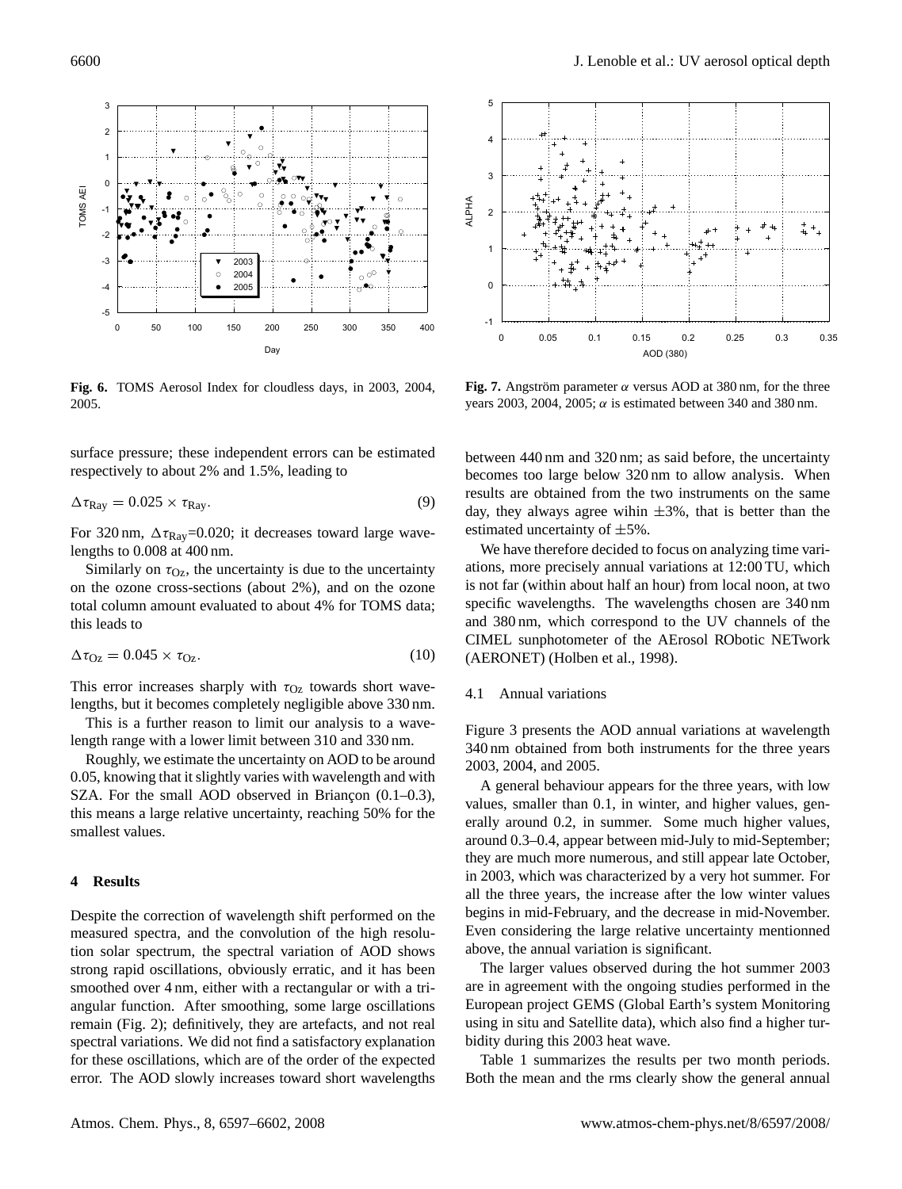Fig. 6. TOMS Aerosol Index for cloudless days, in 2003, 2004, 2005.

Fig. 7. Angström parameter $\alpha$ versus AOD at 380 nm, for the three years 2003, 2004, 2005; $\alpha$ is estimated between 340 and 380 nm.

surface pressure; these independent errors can be estimated respectively to about 2% and 1.5%, leading to

$$\Delta\tau_{\mathrm{Ray}} = 0.025 \times \tau_{\mathrm{Ray}}. \tag{9}$$

For 320 nm, $\Delta\tau_{\mathrm{Ray}}$=0.020; it decreases toward large wavelengths to 0.008 at 400 nm.

Similarly on $\tau_{\mathrm{Oz}}$, the uncertainty is due to the uncertainty on the ozone cross-sections (about 2%), and on the ozone total column amount evaluated to about 4% for TOMS data; this leads to

$$\Delta\tau_{\mathrm{Oz}} = 0.045 \times \tau_{\mathrm{Oz}}. \tag{10}$$

This error increases sharply with $\tau_{\mathrm{Oz}}$ towards short wavelengths, but it becomes completely negligible above 330 nm.

This is a further reason to limit our analysis to a wavelength range with a lower limit between 310 and 330 nm.

Roughly, we estimate the uncertainty on AOD to be around 0.05, knowing that it slightly varies with wavelength and with SZA. For the small AOD observed in Briançon (0.1–0.3), this means a large relative uncertainty, reaching 50% for the smallest values.

## 4 Results

Despite the correction of wavelength shift performed on the measured spectra, and the convolution of the high resolution solar spectrum, the spectral variation of AOD shows strong rapid oscillations, obviously erratic, and it has been smoothed over 4 nm, either with a rectangular or with a triangular function. After smoothing, some large oscillations remain (Fig. 2); definitively, they are artefacts, and not real spectral variations. We did not find a satisfactory explanation for these oscillations, which are of the order of the expected error. The AOD slowly increases toward short wavelengths between 440 nm and 320 nm; as said before, the uncertainty becomes too large below 320 nm to allow analysis. When results are obtained from the two instruments on the same day, they always agree wihin ±3%, that is better than the estimated uncertainty of ±5%.

We have therefore decided to focus on analyzing time variations, more precisely annual variations at 12:00 TU, which is not far (within about half an hour) from local noon, at two specific wavelengths. The wavelengths chosen are 340 nm and 380 nm, which correspond to the UV channels of the CIMEL sunphotometer of the AErosol RObotic NETwork (AERONET) (Holben et al., 1998).

### 4.1 Annual variations

Figure 3 presents the AOD annual variations at wavelength 340 nm obtained from both instruments for the three years 2003, 2004, and 2005.

A general behaviour appears for the three years, with low values, smaller than 0.1, in winter, and higher values, generally around 0.2, in summer. Some much higher values, around 0.3–0.4, appear between mid-July to mid-September; they are much more numerous, and still appear late October, in 2003, which was characterized by a very hot summer. For all the three years, the increase after the low winter values begins in mid-February, and the decrease in mid-November. Even considering the large relative uncertainty mentionned above, the annual variation is significant.

The larger values observed during the hot summer 2003 are in agreement with the ongoing studies performed in the European project GEMS (Global Earth's system Monitoring using in situ and Satellite data), which also find a higher turbidity during this 2003 heat wave.

Table 1 summarizes the results per two month periods. Both the mean and the rms clearly show the general annual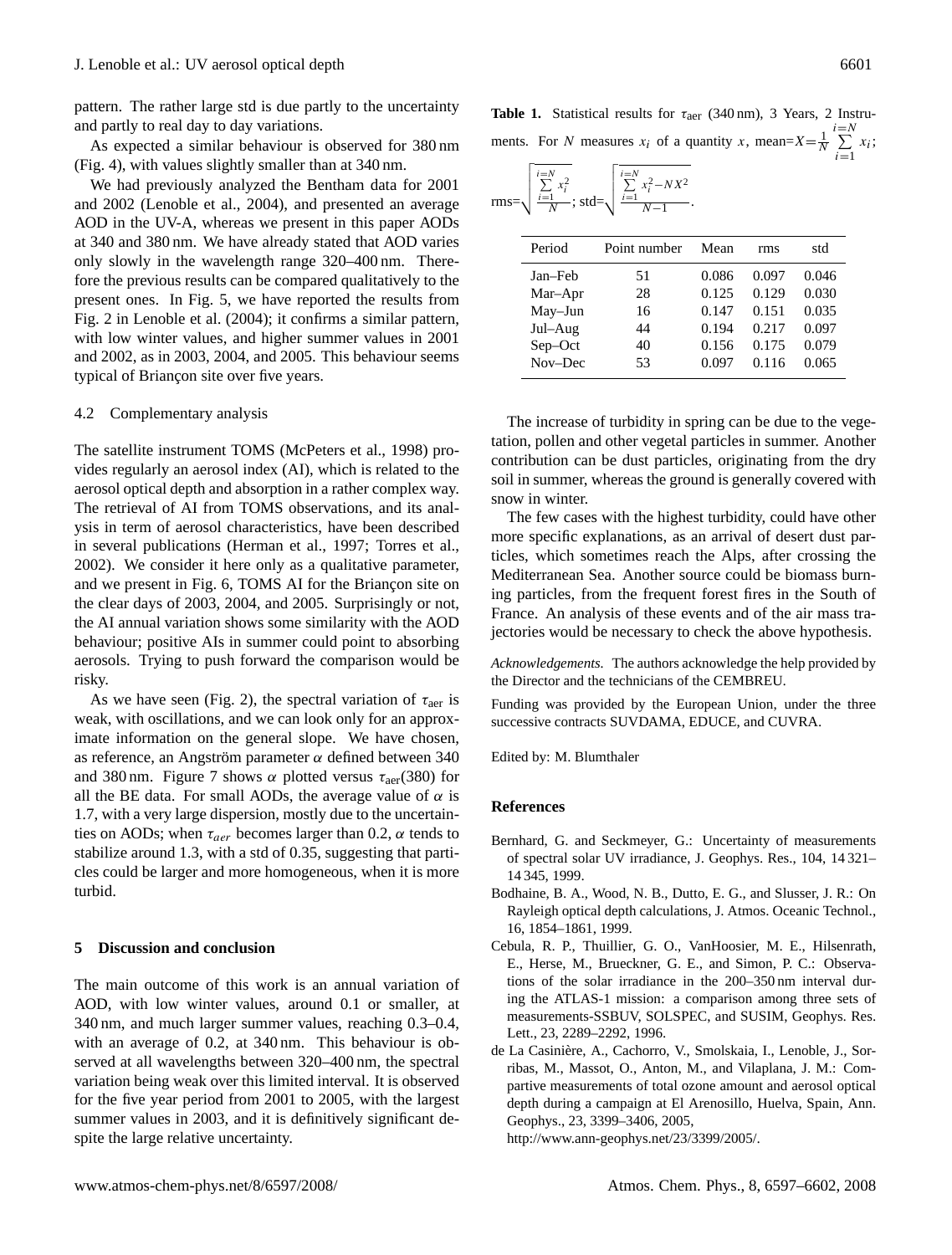pattern. The rather large std is due partly to the uncertainty and partly to real day to day variations.

As expected a similar behaviour is observed for 380 nm (Fig. 4), with values slightly smaller than at 340 nm.

We had previously analyzed the Bentham data for 2001 and 2002 (Lenoble et al., 2004), and presented an average AOD in the UV-A, whereas we present in this paper AODs at 340 and 380 nm. We have already stated that AOD varies only slowly in the wavelength range 320–400 nm. Therefore the previous results can be compared qualitatively to the present ones. In Fig. 5, we have reported the results from Fig. 2 in Lenoble et al. (2004); it confirms a similar pattern, with low winter values, and higher summer values in 2001 and 2002, as in 2003, 2004, and 2005. This behaviour seems typical of Briançon site over five years.

### 4.2 Complementary analysis

The satellite instrument TOMS (McPeters et al., 1998) provides regularly an aerosol index (AI), which is related to the aerosol optical depth and absorption in a rather complex way. The retrieval of AI from TOMS observations, and its analysis in term of aerosol characteristics, have been described in several publications (Herman et al., 1997; Torres et al., 2002). We consider it here only as a qualitative parameter, and we present in Fig. 6, TOMS AI for the Briançon site on the clear days of 2003, 2004, and 2005. Surprisingly or not, the AI annual variation shows some similarity with the AOD behaviour; positive AIs in summer could point to absorbing aerosols. Trying to push forward the comparison would be risky.

As we have seen (Fig. 2), the spectral variation of $\tau_{\text{aer}}$ is weak, with oscillations, and we can look only for an approximate information on the general slope. We have chosen, as reference, an Angström parameter $\alpha$ defined between 340 and 380 nm. Figure 7 shows $\alpha$ plotted versus $\tau_{\text{aer}}(380)$ for all the BE data. For small AODs, the average value of $\alpha$ is 1.7, with a very large dispersion, mostly due to the uncertainties on AODs; when $\tau_{aer}$ becomes larger than 0.2, $\alpha$ tends to stabilize around 1.3, with a std of 0.35, suggesting that particles could be larger and more homogeneous, when it is more turbid.

## 5 Discussion and conclusion

The main outcome of this work is an annual variation of AOD, with low winter values, around 0.1 or smaller, at 340 nm, and much larger summer values, reaching 0.3–0.4, with an average of 0.2, at 340 nm. This behaviour is observed at all wavelengths between 320–400 nm, the spectral variation being weak over this limited interval. It is observed for the five year period from 2001 to 2005, with the largest summer values in 2003, and it is definitively significant despite the large relative uncertainty.

**Table 1.** Statistical results for $\tau_{\text{aer}}$ (340 nm), 3 Years, 2 Instruments. For $N$ measures $x_i$ of a quantity $x$, mean=$X=\frac{1}{N}\sum_{i=1}^{i=N} x_i$; rms=$\sqrt{\frac{\sum_{i=1}^{i=N} x_i^2}{N}}$; std=$\sqrt{\frac{\sum_{i=1}^{i=N} x_i^2 - NX^2}{N-1}}$.

| Period | Point number | Mean | rms | std |
|---|---|---|---|---|
| Jan–Feb | 51 | 0.086 | 0.097 | 0.046 |
| Mar–Apr | 28 | 0.125 | 0.129 | 0.030 |
| May–Jun | 16 | 0.147 | 0.151 | 0.035 |
| Jul–Aug | 44 | 0.194 | 0.217 | 0.097 |
| Sep–Oct | 40 | 0.156 | 0.175 | 0.079 |
| Nov–Dec | 53 | 0.097 | 0.116 | 0.065 |

The increase of turbidity in spring can be due to the vegetation, pollen and other vegetal particles in summer. Another contribution can be dust particles, originating from the dry soil in summer, whereas the ground is generally covered with snow in winter.

The few cases with the highest turbidity, could have other more specific explanations, as an arrival of desert dust particles, which sometimes reach the Alps, after crossing the Mediterranean Sea. Another source could be biomass burning particles, from the frequent forest fires in the South of France. An analysis of these events and of the air mass trajectories would be necessary to check the above hypothesis.

*Acknowledgements.* The authors acknowledge the help provided by the Director and the technicians of the CEMBREU.

Funding was provided by the European Union, under the three successive contracts SUVDAMA, EDUCE, and CUVRA.

Edited by: M. Blumthaler

## References

Bernhard, G. and Seckmeyer, G.: Uncertainty of measurements of spectral solar UV irradiance, J. Geophys. Res., 104, 14 321–14 345, 1999.

Bodhaine, B. A., Wood, N. B., Dutto, E. G., and Slusser, J. R.: On Rayleigh optical depth calculations, J. Atmos. Oceanic Technol., 16, 1854–1861, 1999.

Cebula, R. P., Thuillier, G. O., VanHoosier, M. E., Hilsenrath, E., Herse, M., Brueckner, G. E., and Simon, P. C.: Observations of the solar irradiance in the 200–350 nm interval during the ATLAS-1 mission: a comparison among three sets of measurements-SSBUV, SOLSPEC, and SUSIM, Geophys. Res. Lett., 23, 2289–2292, 1996.

de La Casinière, A., Cachorro, V., Smolskaia, I., Lenoble, J., Sorribas, M., Massot, O., Anton, M., and Vilaplana, J. M.: Compartive measurements of total ozone amount and aerosol optical depth during a campaign at El Arenosillo, Huelva, Spain, Ann. Geophys., 23, 3399–3406, 2005, http://www.ann-geophys.net/23/3399/2005/.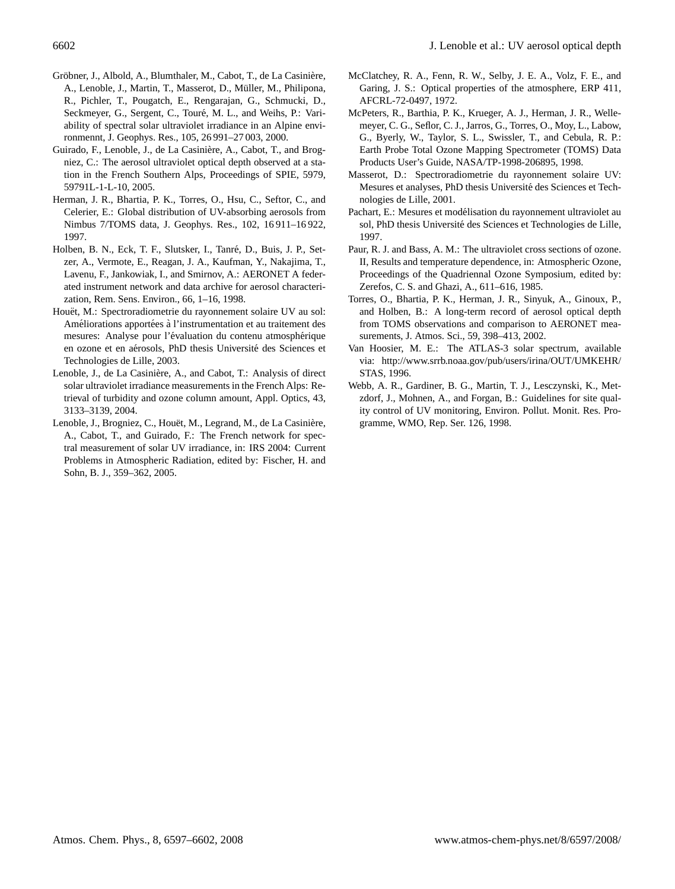Gröbner, J., Albold, A., Blumthaler, M., Cabot, T., de La Casinière, A., Lenoble, J., Martin, T., Masserot, D., Müller, M., Philipona, R., Pichler, T., Pougatch, E., Rengarajan, G., Schmucki, D., Seckmeyer, G., Sergent, C., Touré, M. L., and Weihs, P.: Variability of spectral solar ultraviolet irradiance in an Alpine environmennt, J. Geophys. Res., 105, 26 991–27 003, 2000.

Guirado, F., Lenoble, J., de La Casinière, A., Cabot, T., and Brogniez, C.: The aerosol ultraviolet optical depth observed at a station in the French Southern Alps, Proceedings of SPIE, 5979, 59791L-1-L-10, 2005.

Herman, J. R., Bhartia, P. K., Torres, O., Hsu, C., Seftor, C., and Celerier, E.: Global distribution of UV-absorbing aerosols from Nimbus 7/TOMS data, J. Geophys. Res., 102, 16 911–16 922, 1997.

Holben, B. N., Eck, T. F., Slutsker, I., Tanré, D., Buis, J. P., Setzer, A., Vermote, E., Reagan, J. A., Kaufman, Y., Nakajima, T., Lavenu, F., Jankowiak, I., and Smirnov, A.: AERONET A federated instrument network and data archive for aerosol characterization, Rem. Sens. Environ., 66, 1–16, 1998.

Houët, M.: Spectroradiometrie du rayonnement solaire UV au sol: Améliorations apportées à l'instrumentation et au traitement des mesures: Analyse pour l'évaluation du contenu atmosphérique en ozone et en aérosols, PhD thesis Université des Sciences et Technologies de Lille, 2003.

Lenoble, J., de La Casinière, A., and Cabot, T.: Analysis of direct solar ultraviolet irradiance measurements in the French Alps: Retrieval of turbidity and ozone column amount, Appl. Optics, 43, 3133–3139, 2004.

Lenoble, J., Brogniez, C., Houët, M., Legrand, M., de La Casinière, A., Cabot, T., and Guirado, F.: The French network for spectral measurement of solar UV irradiance, in: IRS 2004: Current Problems in Atmospheric Radiation, edited by: Fischer, H. and Sohn, B. J., 359–362, 2005.

McClatchey, R. A., Fenn, R. W., Selby, J. E. A., Volz, F. E., and Garing, J. S.: Optical properties of the atmosphere, ERP 411, AFCRL-72-0497, 1972.

McPeters, R., Barthia, P. K., Krueger, A. J., Herman, J. R., Wellemeyer, C. G., Seflor, C. J., Jarros, G., Torres, O., Moy, L., Labow, G., Byerly, W., Taylor, S. L., Swissler, T., and Cebula, R. P.: Earth Probe Total Ozone Mapping Spectrometer (TOMS) Data Products User's Guide, NASA/TP-1998-206895, 1998.

Masserot, D.: Spectroradiometrie du rayonnement solaire UV: Mesures et analyses, PhD thesis Université des Sciences et Technologies de Lille, 2001.

Pachart, E.: Mesures et modélisation du rayonnement ultraviolet au sol, PhD thesis Université des Sciences et Technologies de Lille, 1997.

Paur, R. J. and Bass, A. M.: The ultraviolet cross sections of ozone. II, Results and temperature dependence, in: Atmospheric Ozone, Proceedings of the Quadriennal Ozone Symposium, edited by: Zerefos, C. S. and Ghazi, A., 611–616, 1985.

Torres, O., Bhartia, P. K., Herman, J. R., Sinyuk, A., Ginoux, P., and Holben, B.: A long-term record of aerosol optical depth from TOMS observations and comparison to AERONET measurements, J. Atmos. Sci., 59, 398–413, 2002.

Van Hoosier, M. E.: The ATLAS-3 solar spectrum, available via: http://www.srrb.noaa.gov/pub/users/irina/OUT/UMKEHR/STAS, 1996.

Webb, A. R., Gardiner, B. G., Martin, T. J., Lesczynski, K., Metzdorf, J., Mohnen, A., and Forgan, B.: Guidelines for site quality control of UV monitoring, Environ. Pollut. Monit. Res. Programme, WMO, Rep. Ser. 126, 1998.